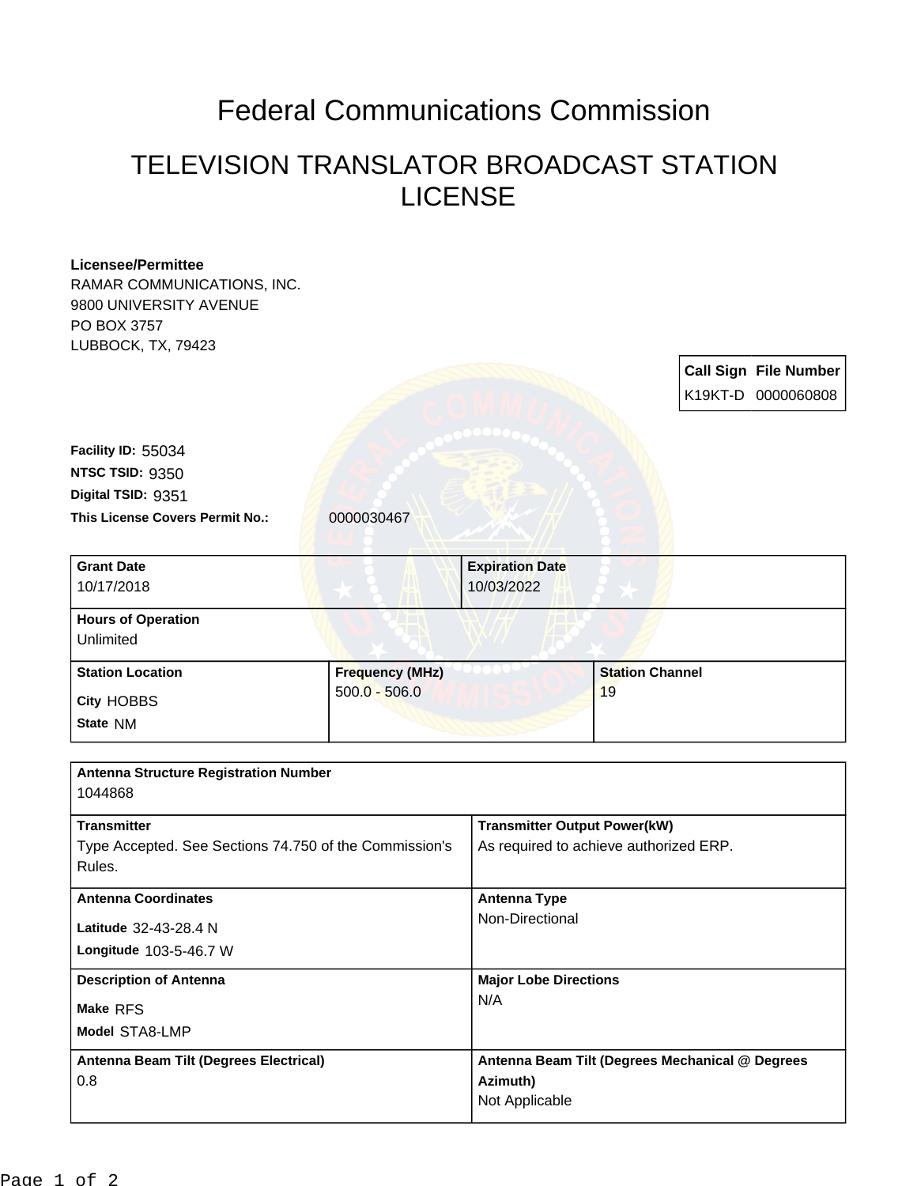# Federal Communications Commission

## TELEVISION TRANSLATOR BROADCAST STATION LICENSE

**Licensee/Permittee**
RAMAR COMMUNICATIONS, INC.
9800 UNIVERSITY AVENUE
PO BOX 3757
LUBBOCK, TX, 79423

| Call Sign | File Number |
| --- | --- |
| K19KT-D | 0000060808 |

**Facility ID:** 55034
**NTSC TSID:** 9350
**Digital TSID:** 9351
**This License Covers Permit No.:** 0000030467

| Grant Date | Expiration Date |
| --- | --- |
| 10/17/2018 | 10/03/2022 |

**Hours of Operation**
Unlimited

| Station Location | Frequency (MHz) | Station Channel |
| --- | --- | --- |
| City HOBBS<br>State NM | 500.0 - 506.0 | 19 |

**Antenna Structure Registration Number**
1044868

| Transmitter | Transmitter Output Power(kW) |
| --- | --- |
| Type Accepted. See Sections 74.750 of the Commission's Rules. | As required to achieve authorized ERP. |

| Antenna Coordinates | Antenna Type |
| --- | --- |
| Latitude 32-43-28.4 N<br>Longitude 103-5-46.7 W | Non-Directional |

| Description of Antenna | Major Lobe Directions |
| --- | --- |
| Make RFS<br>Model STA8-LMP | N/A |

| Antenna Beam Tilt (Degrees Electrical) | Antenna Beam Tilt (Degrees Mechanical @ Degrees Azimuth) |
| --- | --- |
| 0.8 | Not Applicable |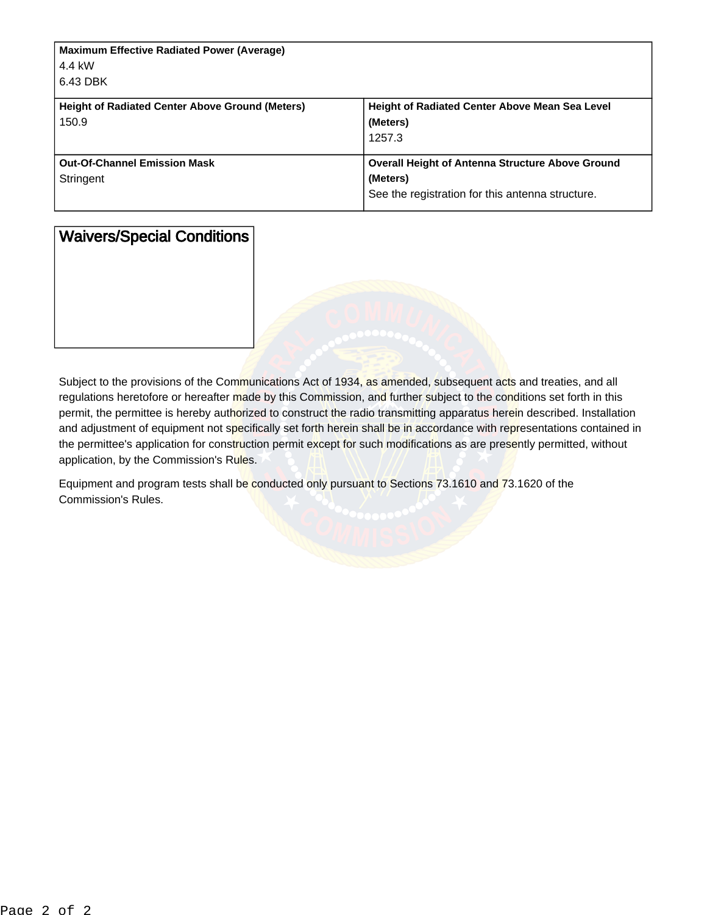| | |
|---|---|
| **Maximum Effective Radiated Power (Average)**<br>4.4 kW<br>6.43 DBK | |
| **Height of Radiated Center Above Ground (Meters)**<br>150.9 | **Height of Radiated Center Above Mean Sea Level (Meters)**<br>1257.3 |
| **Out-Of-Channel Emission Mask**<br>Stringent | **Overall Height of Antenna Structure Above Ground (Meters)**<br>See the registration for this antenna structure. |

## Waivers/Special Conditions

Subject to the provisions of the Communications Act of 1934, as amended, subsequent acts and treaties, and all regulations heretofore or hereafter made by this Commission, and further subject to the conditions set forth in this permit, the permittee is hereby authorized to construct the radio transmitting apparatus herein described. Installation and adjustment of equipment not specifically set forth herein shall be in accordance with representations contained in the permittee's application for construction permit except for such modifications as are presently permitted, without application, by the Commission's Rules.

Equipment and program tests shall be conducted only pursuant to Sections 73.1610 and 73.1620 of the Commission's Rules.